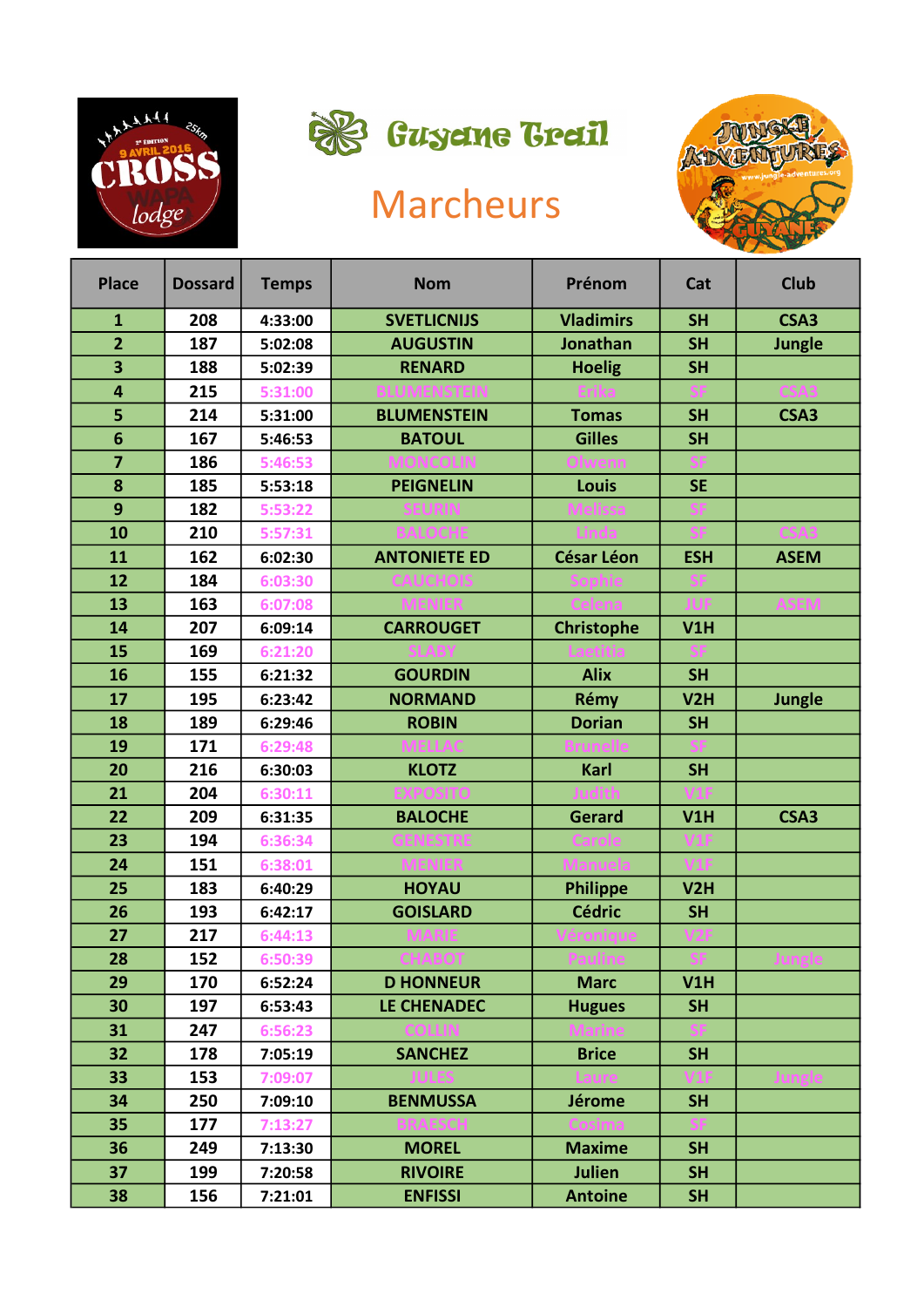Guyane Trail

# Marcheurs

| Place | Dossard | Temps | Nom | Prénom | Cat | Club |
|---|---|---|---|---|---|---|
| 1 | 208 | 4:33:00 | SVETLICNIJS | Vladimirs | SH | CSA3 |
| 2 | 187 | 5:02:08 | AUGUSTIN | Jonathan | SH | Jungle |
| 3 | 188 | 5:02:39 | RENARD | Hoelig | SH | |
| 4 | 215 | 5:31:00 | BLUMENSTEIN | Erika | SF | CSA3 |
| 5 | 214 | 5:31:00 | BLUMENSTEIN | Tomas | SH | CSA3 |
| 6 | 167 | 5:46:53 | BATOUL | Gilles | SH | |
| 7 | 186 | 5:46:53 | MONCOLIN | Olwenn | SF | |
| 8 | 185 | 5:53:18 | PEIGNELIN | Louis | SE | |
| 9 | 182 | 5:53:22 | SEURIN | Melissa | SF | |
| 10 | 210 | 5:57:31 | BALOCHE | Linda | SF | CSA3 |
| 11 | 162 | 6:02:30 | ANTONIETE ED | César Léon | ESH | ASEM |
| 12 | 184 | 6:03:30 | CAUCHOIS | Sophie | SF | |
| 13 | 163 | 6:07:08 | MENIER | Celena | JUF | ASEM |
| 14 | 207 | 6:09:14 | CARROUGET | Christophe | V1H | |
| 15 | 169 | 6:21:20 | SLABY | Laetitia | SF | |
| 16 | 155 | 6:21:32 | GOURDIN | Alix | SH | |
| 17 | 195 | 6:23:42 | NORMAND | Rémy | V2H | Jungle |
| 18 | 189 | 6:29:46 | ROBIN | Dorian | SH | |
| 19 | 171 | 6:29:48 | MELLAC | Brunelle | SF | |
| 20 | 216 | 6:30:03 | KLOTZ | Karl | SH | |
| 21 | 204 | 6:30:11 | EXPOSITO | Judith | V1F | |
| 22 | 209 | 6:31:35 | BALOCHE | Gerard | V1H | CSA3 |
| 23 | 194 | 6:36:34 | GENESTRE | Carole | V1F | |
| 24 | 151 | 6:38:01 | MENIER | Manuela | V1F | |
| 25 | 183 | 6:40:29 | HOYAU | Philippe | V2H | |
| 26 | 193 | 6:42:17 | GOISLARD | Cédric | SH | |
| 27 | 217 | 6:44:13 | MARIE | Véronique | V2F | |
| 28 | 152 | 6:50:39 | CHABOT | Pauline | SF | Jungle |
| 29 | 170 | 6:52:24 | D HONNEUR | Marc | V1H | |
| 30 | 197 | 6:53:43 | LE CHENADEC | Hugues | SH | |
| 31 | 247 | 6:56:23 | COLLIN | Marine | SF | |
| 32 | 178 | 7:05:19 | SANCHEZ | Brice | SH | |
| 33 | 153 | 7:09:07 | JULES | Laure | V1F | Jungle |
| 34 | 250 | 7:09:10 | BENMUSSA | Jérome | SH | |
| 35 | 177 | 7:13:27 | BRAESCH | Cosima | SF | |
| 36 | 249 | 7:13:30 | MOREL | Maxime | SH | |
| 37 | 199 | 7:20:58 | RIVOIRE | Julien | SH | |
| 38 | 156 | 7:21:01 | ENFISSI | Antoine | SH | |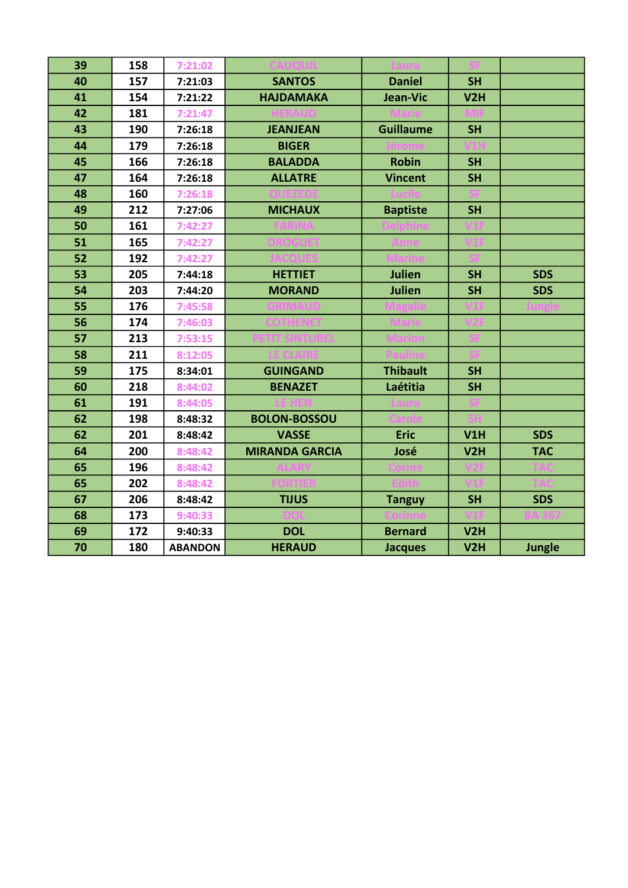| | | | | | | |
|---|---|---|---|---|---|---|
| 39 | 158 | 7:21:02 | CAUQUIL | Laura | SF | |
| 40 | 157 | 7:21:03 | SANTOS | Daniel | SH | |
| 41 | 154 | 7:21:22 | HAJDAMAKA | Jean-Vic | V2H | |
| 42 | 181 | 7:21:47 | HERAUD | Marie | MIF | |
| 43 | 190 | 7:26:18 | JEANJEAN | Guillaume | SH | |
| 44 | 179 | 7:26:18 | BIGER | Jérome | V1H | |
| 45 | 166 | 7:26:18 | BALADDA | Robin | SH | |
| 47 | 164 | 7:26:18 | ALLATRE | Vincent | SH | |
| 48 | 160 | 7:26:18 | QUEZEDE | Lucile | SF | |
| 49 | 212 | 7:27:06 | MICHAUX | Baptiste | SH | |
| 50 | 161 | 7:42:27 | FARINA | Delphine | V1F | |
| 51 | 165 | 7:42:27 | DROGUET | Anne | V1F | |
| 52 | 192 | 7:42:27 | JACQUES | Marine | SF | |
| 53 | 205 | 7:44:18 | HETTIET | Julien | SH | SDS |
| 54 | 203 | 7:44:20 | MORAND | Julien | SH | SDS |
| 55 | 176 | 7:45:58 | GRIMAUD | Magalie | V1F | Jungle |
| 56 | 174 | 7:46:03 | COTHENET | Marie | V2F | |
| 57 | 213 | 7:53:15 | PETIT SINTUREL | Marion | SF | |
| 58 | 211 | 8:12:05 | LE CLAIRE | Pauline | SF | |
| 59 | 175 | 8:34:01 | GUINGAND | Thibault | SH | |
| 60 | 218 | 8:44:02 | BENAZET | Laétitia | SH | |
| 61 | 191 | 8:44:05 | LE HEN | Laura | SF | |
| 62 | 198 | 8:48:32 | BOLON-BOSSOU | Carole | SH | |
| 62 | 201 | 8:48:42 | VASSE | Eric | V1H | SDS |
| 64 | 200 | 8:48:42 | MIRANDA GARCIA | José | V2H | TAC |
| 65 | 196 | 8:48:42 | ALARY | Corine | V2F | TAC |
| 65 | 202 | 8:48:42 | FORTIER | Edith | V1F | TAC |
| 67 | 206 | 8:48:42 | TIJUS | Tanguy | SH | SDS |
| 68 | 173 | 9:40:33 | DOL | Corinne | V1F | BA 367 |
| 69 | 172 | 9:40:33 | DOL | Bernard | V2H | |
| 70 | 180 | ABANDON | HERAUD | Jacques | V2H | Jungle |